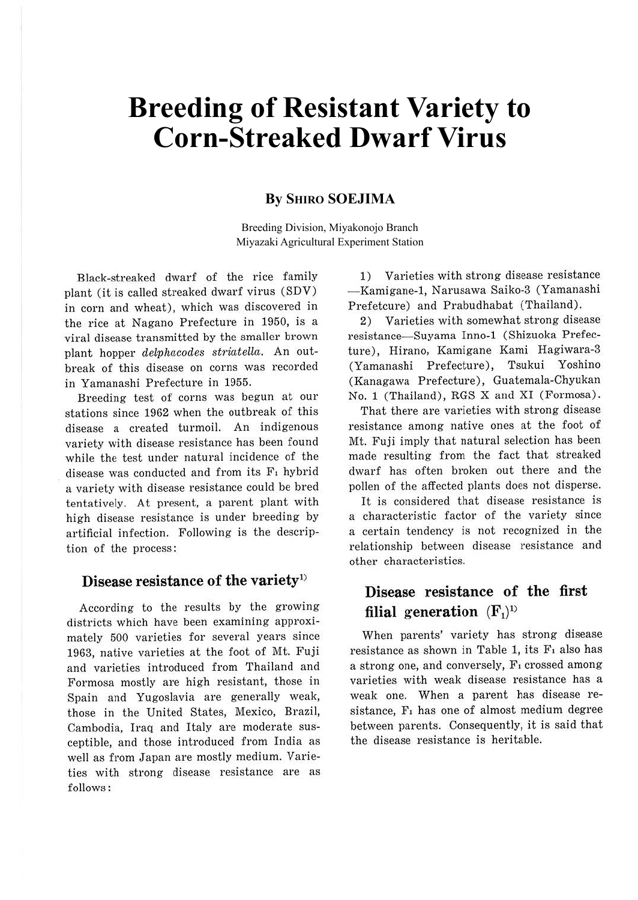# Breeding of Resistant Variety to Corn-Streaked Dwarf Virus

**By Shiro SOEJIMA**

Breeding Division, Miyakonojo Branch
Miyazaki Agricultural Experiment Station

Black-streaked dwarf of the rice family plant (it is called streaked dwarf virus (SDV) in corn and wheat), which was discovered in the rice at Nagano Prefecture in 1950, is a viral disease transmitted by the smaller brown plant hopper *delphacodes striatella*. An outbreak of this disease on corns was recorded in Yamanashi Prefecture in 1955.

Breeding test of corns was begun at our stations since 1962 when the outbreak of this disease a created turmoil. An indigenous variety with disease resistance has been found while the test under natural incidence of the disease was conducted and from its $F_1$ hybrid a variety with disease resistance could be bred tentatively. At present, a parent plant with high disease resistance is under breeding by artificial infection. Following is the description of the process:

## Disease resistance of the variety[1]

According to the results by the growing districts which have been examining approximately 500 varieties for several years since 1963, native varieties at the foot of Mt. Fuji and varieties introduced from Thailand and Formosa mostly are high resistant, those in Spain and Yugoslavia are generally weak, those in the United States, Mexico, Brazil, Cambodia, Iraq and Italy are moderate susceptible, and those introduced from India as well as from Japan are mostly medium. Varieties with strong disease resistance are as follows:

1) Varieties with strong disease resistance —Kamigane-1, Narusawa Saiko-3 (Yamanashi Prefetcure) and Prabudhabat (Thailand).

2) Varieties with somewhat strong disease resistance—Suyama Inno-1 (Shizuoka Prefecture), Hirano, Kamigane Kami Hagiwara-3 (Yamanashi Prefecture), Tsukui Yoshino (Kanagawa Prefecture), Guatemala-Chyukan No. 1 (Thailand), RGS X and XI (Formosa).

That there are varieties with strong disease resistance among native ones at the foot of Mt. Fuji imply that natural selection has been made resulting from the fact that streaked dwarf has often broken out there and the pollen of the affected plants does not disperse.

It is considered that disease resistance is a characteristic factor of the variety since a certain tendency is not recognized in the relationship between disease resistance and other characteristics.

## Disease resistance of the first filial generation ($F_1$)[1]

When parents' variety has strong disease resistance as shown in Table 1, its $F_1$ also has a strong one, and conversely, $F_1$ crossed among varieties with weak disease resistance has a weak one. When a parent has disease resistance, $F_1$ has one of almost medium degree between parents. Consequently, it is said that the disease resistance is heritable.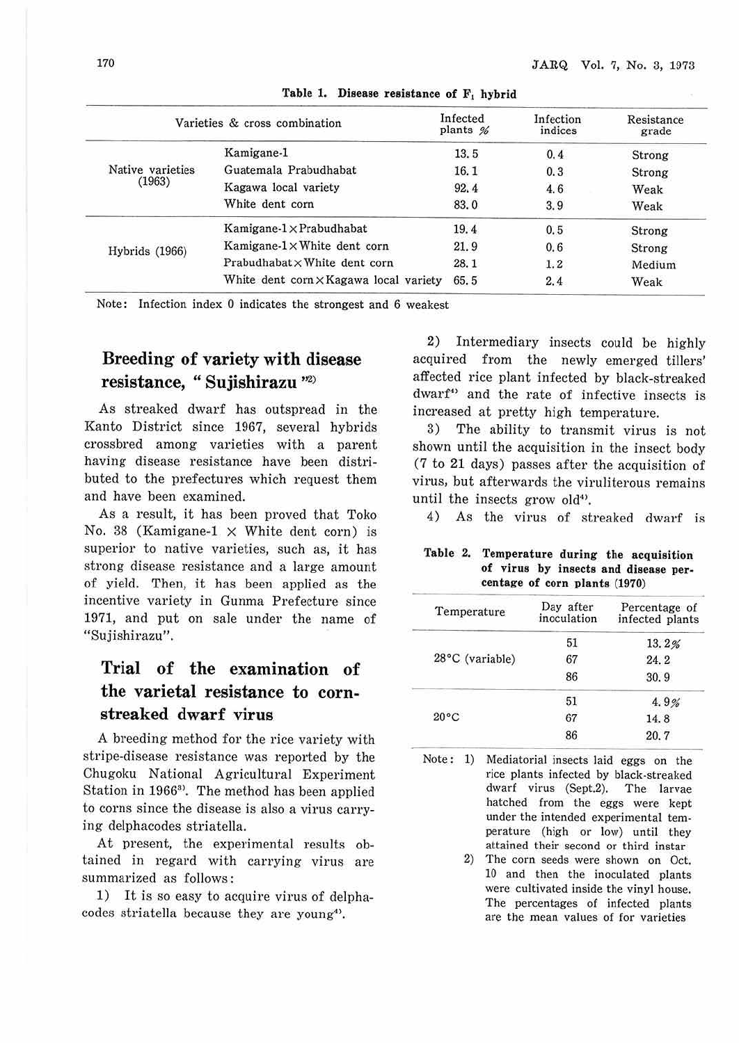Table 1. Disease resistance of $F_1$ hybrid

| Varieties & cross combination | | Infected plants % | Infection indices | Resistance grade |
|---|---|---|---|---|
| Native varieties (1963) | Kamigane-1 | 13.5 | 0.4 | Strong |
| | Guatemala Prabudhabat | 16.1 | 0.3 | Strong |
| | Kagawa local variety | 92.4 | 4.6 | Weak |
| | White dent corn | 83.0 | 3.9 | Weak |
| Hybrids (1966) | Kamigane-1 × Prabudhabat | 19.4 | 0.5 | Strong |
| | Kamigane-1 × White dent corn | 21.9 | 0.6 | Strong |
| | Prabudhabat × White dent corn | 28.1 | 1.2 | Medium |
| | White dent corn × Kagawa local variety | 65.5 | 2.4 | Weak |

Note: Infection index 0 indicates the strongest and 6 weakest

## Breeding of variety with disease resistance, "Sujishirazu"[2]

As streaked dwarf has outspread in the Kanto District since 1967, several hybrids crossbred among varieties with a parent having disease resistance have been distributed to the prefectures which request them and have been examined.

As a result, it has been proved that Toko No. 38 (Kamigane-1 × White dent corn) is superior to native varieties, such as, it has strong disease resistance and a large amount of yield. Then, it has been applied as the incentive variety in Gunma Prefecture since 1971, and put on sale under the name of "Sujishirazu".

## Trial of the examination of the varietal resistance to corn-streaked dwarf virus

A breeding method for the rice variety with stripe-disease resistance was reported by the Chugoku National Agricultural Experiment Station in 1966[3]. The method has been applied to corns since the disease is also a virus carrying delphacodes striatella.

At present, the experimental results obtained in regard with carrying virus are summarized as follows:

1) It is so easy to acquire virus of delphacodes striatella because they are young[4].

2) Intermediary insects could be highly acquired from the newly emerged tillers' affected rice plant infected by black-streaked dwarf[4] and the rate of infective insects is increased at pretty high temperature.

3) The ability to transmit virus is not shown until the acquisition in the insect body (7 to 21 days) passes after the acquisition of virus, but afterwards the viruliterous remains until the insects grow old[4].

4) As the virus of streaked dwarf is

Table 2. Temperature during the acquisition of virus by insects and disease percentage of corn plants (1970)

| Temperature | Day after inoculation | Percentage of infected plants |
|---|---|---|
| 28°C (variable) | 51 | 13.2% |
| | 67 | 24.2 |
| | 86 | 30.9 |
| 20°C | 51 | 4.9% |
| | 67 | 14.8 |
| | 86 | 20.7 |

Note: 1) Mediatorial insects laid eggs on the rice plants infected by black-streaked dwarf virus (Sept.2). The larvae hatched from the eggs were kept under the intended experimental temperature (high or low) until they attained their second or third instar

2) The corn seeds were shown on Oct. 10 and then the inoculated plants were cultivated inside the vinyl house. The percentages of infected plants are the mean values of for varieties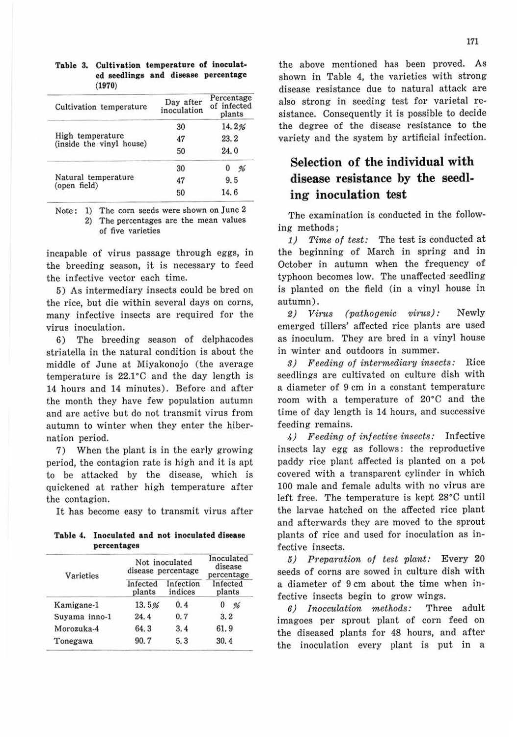**Table 3. Cultivation temperature of inoculated seedlings and disease percentage (1970)**

| Cultivation temperature | Day after inoculation | Percentage of infected plants |
|---|---|---|
| High temperature (inside the vinyl house) | 30 | 14.2% |
| | 47 | 23.2 |
| | 50 | 24.0 |
| Natural temperature (open field) | 30 | 0 % |
| | 47 | 9.5 |
| | 50 | 14.6 |

Note: 1) The corn seeds were shown on June 2
2) The percentages are the mean values of five varieties

incapable of virus passage through eggs, in the breeding season, it is necessary to feed the infective vector each time.

5) As intermediary insects could be bred on the rice, but die within several days on corns, many infective insects are required for the virus inoculation.

6) The breeding season of delphacodes striatella in the natural condition is about the middle of June at Miyakonojo (the average temperature is 22.1°C and the day length is 14 hours and 14 minutes). Before and after the month they have few population autumn and are active but do not transmit virus from autumn to winter when they enter the hibernation period.

7) When the plant is in the early growing period, the contagion rate is high and it is apt to be attacked by the disease, which is quickened at rather high temperature after the contagion.

It has become easy to transmit virus after the above mentioned has been proved. As shown in Table 4, the varieties with strong disease resistance due to natural attack are also strong in seeding test for varietal resistance. Consequently it is possible to decide the degree of the disease resistance to the variety and the system by artificial infection.

**Table 4. Inoculated and not inoculated disease percentages**

| Varieties | Not inoculated disease percentage | | Inoculated disease percentage |
|---|---|---|---|
| | Infected plants | Infection indices | Infected plants |
| Kamigane-1 | 13.5% | 0.4 | 0 % |
| Suyama inno-1 | 24.4 | 0.7 | 3.2 |
| Morozuka-4 | 64.3 | 3.4 | 61.9 |
| Tonegawa | 90.7 | 5.3 | 30.4 |

## Selection of the individual with disease resistance by the seedling inoculation test

The examination is conducted in the following methods;

*1) Time of test:* The test is conducted at the beginning of March in spring and in October in autumn when the frequency of typhoon becomes low. The unaffected seedling is planted on the field (in a vinyl house in autumn).

*2) Virus (pathogenic virus):* Newly emerged tillers' affected rice plants are used as inoculum. They are bred in a vinyl house in winter and outdoors in summer.

*3) Feeding of intermediary insects:* Rice seedlings are cultivated on culture dish with a diameter of 9 cm in a constant temperature room with a temperature of 20°C and the time of day length is 14 hours, and successive feeding remains.

*4) Feeding of infective insects:* Infective insects lay egg as follows: the reproductive paddy rice plant affected is planted on a pot covered with a transparent cylinder in which 100 male and female adults with no virus are left free. The temperature is kept 28°C until the larvae hatched on the affected rice plant and afterwards they are moved to the sprout plants of rice and used for inoculation as infective insects.

*5) Preparation of test plant:* Every 20 seeds of corns are sowed in culture dish with a diameter of 9 cm about the time when infective insects begin to grow wings.

*6) Inocculation methods:* Three adult imagoes per sprout plant of corn feed on the diseased plants for 48 hours, and after the inoculation every plant is put in a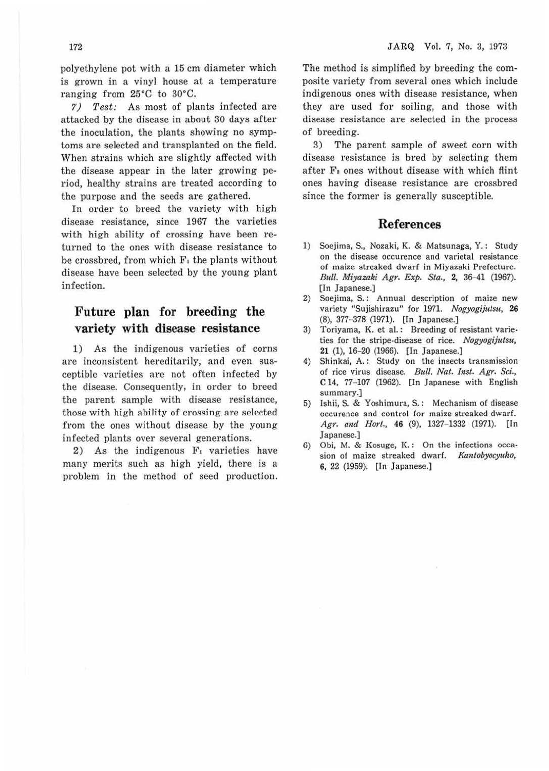polyethylene pot with a 15 cm diameter which is grown in a vinyl house at a temperature ranging from 25°C to 30°C.

*7) Test:* As most of plants infected are attacked by the disease in about 30 days after the inoculation, the plants showing no symptoms are selected and transplanted on the field. When strains which are slightly affected with the disease appear in the later growing period, healthy strains are treated according to the purpose and the seeds are gathered.

In order to breed the variety with high disease resistance, since 1967 the varieties with high ability of crossing have been returned to the ones with disease resistance to be crossbred, from which $F_1$ the plants without disease have been selected by the young plant infection.

## Future plan for breeding the variety with disease resistance

1) As the indigenous varieties of corns are inconsistent hereditarily, and even susceptible varieties are not often infected by the disease. Consequently, in order to breed the parent sample with disease resistance, those with high ability of crossing are selected from the ones without disease by the young infected plants over several generations.

2) As the indigenous $F_1$ varieties have many merits such as high yield, there is a problem in the method of seed production. The method is simplified by breeding the composite variety from several ones which include indigenous ones with disease resistance, when they are used for soiling, and those with disease resistance are selected in the process of breeding.

3) The parent sample of sweet corn with disease resistance is bred by selecting them after $F_2$ ones without disease with which flint ones having disease resistance are crossbred since the former is generally susceptible.

## References

1) Soejima, S., Nozaki, K. & Matsunaga, Y.: Study on the disease occurence and varietal resistance of maize streaked dwarf in Miyazaki Prefecture. *Bull. Miyazaki Agr. Exp. Sta.*, **2**, 36-41 (1967). [In Japanese.]
2) Soejima, S.: Annual description of maize new variety "Sujishirazu" for 1971. *Nogyogijutsu*, **26** (8), 377-378 (1971). [In Japanese.]
3) Toriyama, K. et al.: Breeding of resistant varieties for the stripe-disease of rice. *Nogyogijutsu*, **21** (1), 16-20 (1966). [In Japanese.]
4) Shinkai, A.: Study on the insects transmission of rice virus disease. *Bull. Nat. Inst. Agr. Sci.*, C 14, 77-107 (1962). [In Japanese with English summary.]
5) Ishii, S. & Yoshimura, S.: Mechanism of disease occurence and control for maize streaked dwarf. *Agr. and Hort.*, **46** (9), 1327-1332 (1971). [In Japanese.]
6) Obi, M. & Kosuge, K.: On the infections occasion of maize streaked dwarf. *Kantobyocyuho*, **6**, 22 (1959). [In Japanese.]